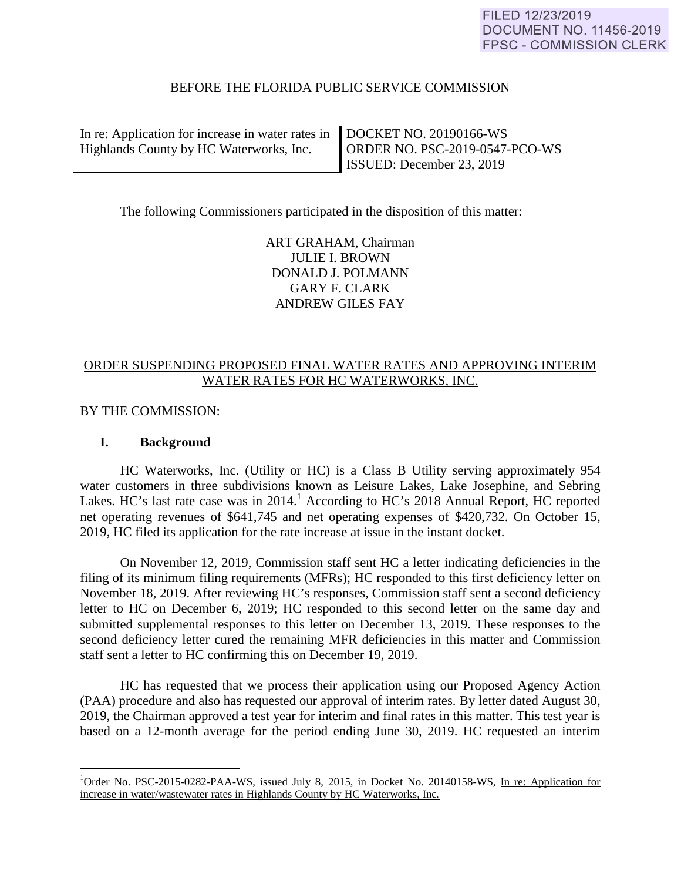FILED 12/23/2019
DOCUMENT NO. 11456-2019
FPSC - COMMISSION CLERK

BEFORE THE FLORIDA PUBLIC SERVICE COMMISSION

| In re: Application for increase in water rates in Highlands County by HC Waterworks, Inc. | DOCKET NO. 20190166-WS<br>ORDER NO. PSC-2019-0547-PCO-WS<br>ISSUED: December 23, 2019 |
|---|---|

The following Commissioners participated in the disposition of this matter:

ART GRAHAM, Chairman
JULIE I. BROWN
DONALD J. POLMANN
GARY F. CLARK
ANDREW GILES FAY

ORDER SUSPENDING PROPOSED FINAL WATER RATES AND APPROVING INTERIM WATER RATES FOR HC WATERWORKS, INC.

BY THE COMMISSION:

## I. Background

HC Waterworks, Inc. (Utility or HC) is a Class B Utility serving approximately 954 water customers in three subdivisions known as Leisure Lakes, Lake Josephine, and Sebring Lakes. HC's last rate case was in 2014.[1] According to HC's 2018 Annual Report, HC reported net operating revenues of $641,745 and net operating expenses of $420,732. On October 15, 2019, HC filed its application for the rate increase at issue in the instant docket.

On November 12, 2019, Commission staff sent HC a letter indicating deficiencies in the filing of its minimum filing requirements (MFRs); HC responded to this first deficiency letter on November 18, 2019. After reviewing HC's responses, Commission staff sent a second deficiency letter to HC on December 6, 2019; HC responded to this second letter on the same day and submitted supplemental responses to this letter on December 13, 2019. These responses to the second deficiency letter cured the remaining MFR deficiencies in this matter and Commission staff sent a letter to HC confirming this on December 19, 2019.

HC has requested that we process their application using our Proposed Agency Action (PAA) procedure and also has requested our approval of interim rates. By letter dated August 30, 2019, the Chairman approved a test year for interim and final rates in this matter. This test year is based on a 12-month average for the period ending June 30, 2019. HC requested an interim

[1]Order No. PSC-2015-0282-PAA-WS, issued July 8, 2015, in Docket No. 20140158-WS, In re: Application for increase in water/wastewater rates in Highlands County by HC Waterworks, Inc.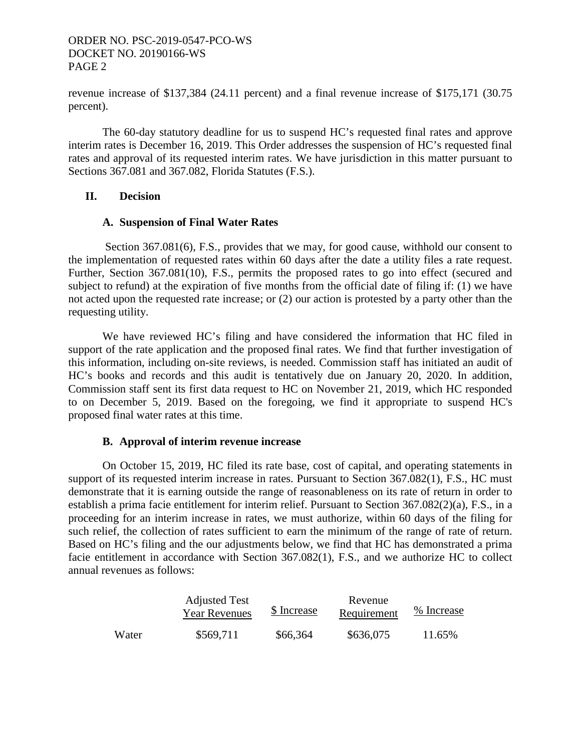revenue increase of $137,384 (24.11 percent) and a final revenue increase of $175,171 (30.75 percent).

The 60-day statutory deadline for us to suspend HC's requested final rates and approve interim rates is December 16, 2019. This Order addresses the suspension of HC's requested final rates and approval of its requested interim rates. We have jurisdiction in this matter pursuant to Sections 367.081 and 367.082, Florida Statutes (F.S.).

## II. Decision

### A. Suspension of Final Water Rates

Section 367.081(6), F.S., provides that we may, for good cause, withhold our consent to the implementation of requested rates within 60 days after the date a utility files a rate request. Further, Section 367.081(10), F.S., permits the proposed rates to go into effect (secured and subject to refund) at the expiration of five months from the official date of filing if: (1) we have not acted upon the requested rate increase; or (2) our action is protested by a party other than the requesting utility.

We have reviewed HC's filing and have considered the information that HC filed in support of the rate application and the proposed final rates. We find that further investigation of this information, including on-site reviews, is needed. Commission staff has initiated an audit of HC's books and records and this audit is tentatively due on January 20, 2020. In addition, Commission staff sent its first data request to HC on November 21, 2019, which HC responded to on December 5, 2019. Based on the foregoing, we find it appropriate to suspend HC's proposed final water rates at this time.

### B. Approval of interim revenue increase

On October 15, 2019, HC filed its rate base, cost of capital, and operating statements in support of its requested interim increase in rates. Pursuant to Section 367.082(1), F.S., HC must demonstrate that it is earning outside the range of reasonableness on its rate of return in order to establish a prima facie entitlement for interim relief. Pursuant to Section 367.082(2)(a), F.S., in a proceeding for an interim increase in rates, we must authorize, within 60 days of the filing for such relief, the collection of rates sufficient to earn the minimum of the range of rate of return. Based on HC's filing and the our adjustments below, we find that HC has demonstrated a prima facie entitlement in accordance with Section 367.082(1), F.S., and we authorize HC to collect annual revenues as follows:

| | Adjusted Test Year Revenues | $ Increase | Revenue Requirement | % Increase |
|---|---|---|---|---|
| Water | $569,711 | $66,364 | $636,075 | 11.65% |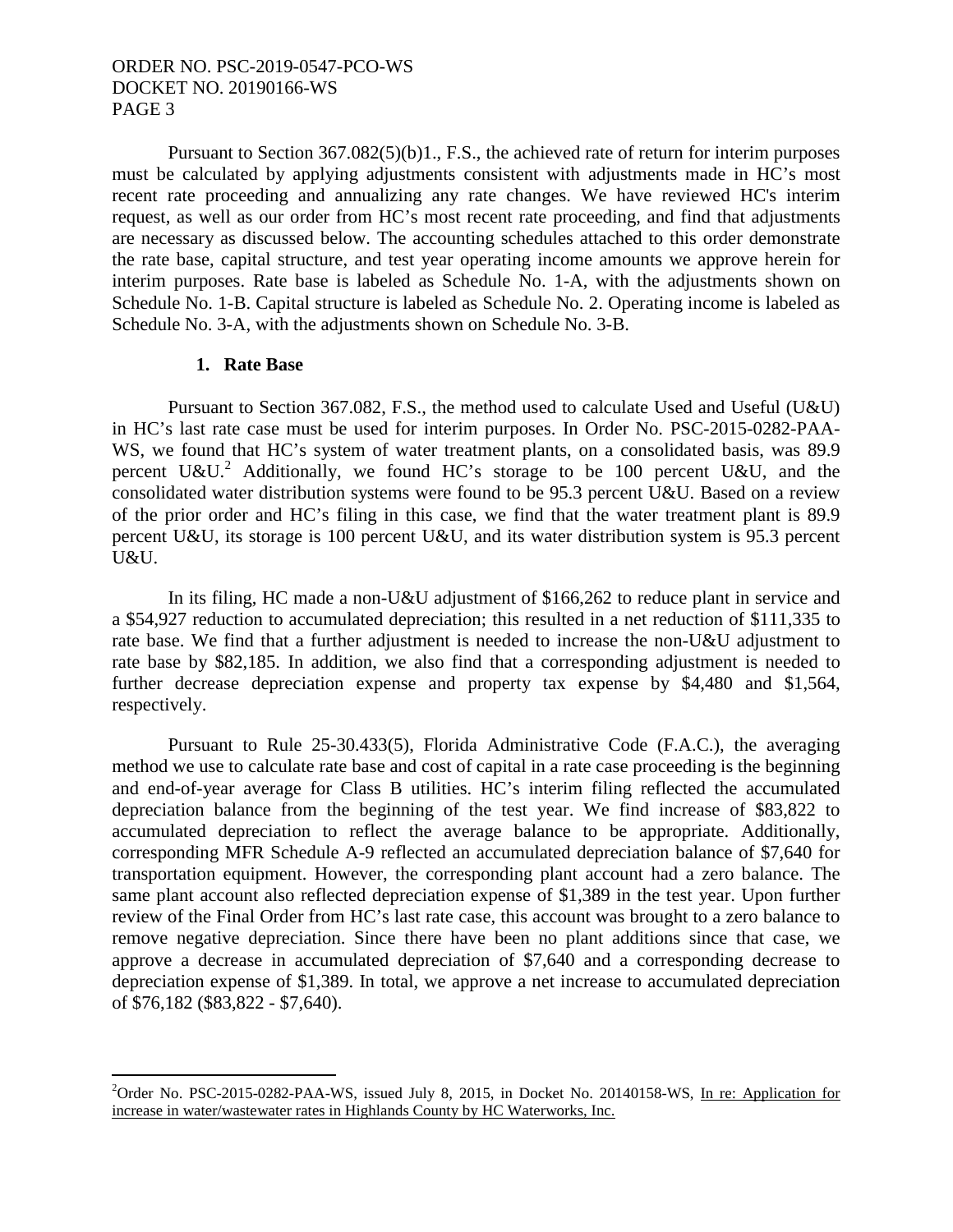Pursuant to Section 367.082(5)(b)1., F.S., the achieved rate of return for interim purposes must be calculated by applying adjustments consistent with adjustments made in HC's most recent rate proceeding and annualizing any rate changes. We have reviewed HC's interim request, as well as our order from HC's most recent rate proceeding, and find that adjustments are necessary as discussed below. The accounting schedules attached to this order demonstrate the rate base, capital structure, and test year operating income amounts we approve herein for interim purposes. Rate base is labeled as Schedule No. 1-A, with the adjustments shown on Schedule No. 1-B. Capital structure is labeled as Schedule No. 2. Operating income is labeled as Schedule No. 3-A, with the adjustments shown on Schedule No. 3-B.

## 1. Rate Base

Pursuant to Section 367.082, F.S., the method used to calculate Used and Useful (U&U) in HC's last rate case must be used for interim purposes. In Order No. PSC-2015-0282-PAA-WS, we found that HC's system of water treatment plants, on a consolidated basis, was 89.9 percent U&U.[2] Additionally, we found HC's storage to be 100 percent U&U, and the consolidated water distribution systems were found to be 95.3 percent U&U. Based on a review of the prior order and HC's filing in this case, we find that the water treatment plant is 89.9 percent U&U, its storage is 100 percent U&U, and its water distribution system is 95.3 percent U&U.

In its filing, HC made a non-U&U adjustment of $166,262 to reduce plant in service and a $54,927 reduction to accumulated depreciation; this resulted in a net reduction of $111,335 to rate base. We find that a further adjustment is needed to increase the non-U&U adjustment to rate base by $82,185. In addition, we also find that a corresponding adjustment is needed to further decrease depreciation expense and property tax expense by $4,480 and $1,564, respectively.

Pursuant to Rule 25-30.433(5), Florida Administrative Code (F.A.C.), the averaging method we use to calculate rate base and cost of capital in a rate case proceeding is the beginning and end-of-year average for Class B utilities. HC's interim filing reflected the accumulated depreciation balance from the beginning of the test year. We find increase of $83,822 to accumulated depreciation to reflect the average balance to be appropriate. Additionally, corresponding MFR Schedule A-9 reflected an accumulated depreciation balance of $7,640 for transportation equipment. However, the corresponding plant account had a zero balance. The same plant account also reflected depreciation expense of $1,389 in the test year. Upon further review of the Final Order from HC's last rate case, this account was brought to a zero balance to remove negative depreciation. Since there have been no plant additions since that case, we approve a decrease in accumulated depreciation of $7,640 and a corresponding decrease to depreciation expense of $1,389. In total, we approve a net increase to accumulated depreciation of $76,182 ($83,822 - $7,640).

---

[2] Order No. PSC-2015-0282-PAA-WS, issued July 8, 2015, in Docket No. 20140158-WS, In re: Application for increase in water/wastewater rates in Highlands County by HC Waterworks, Inc.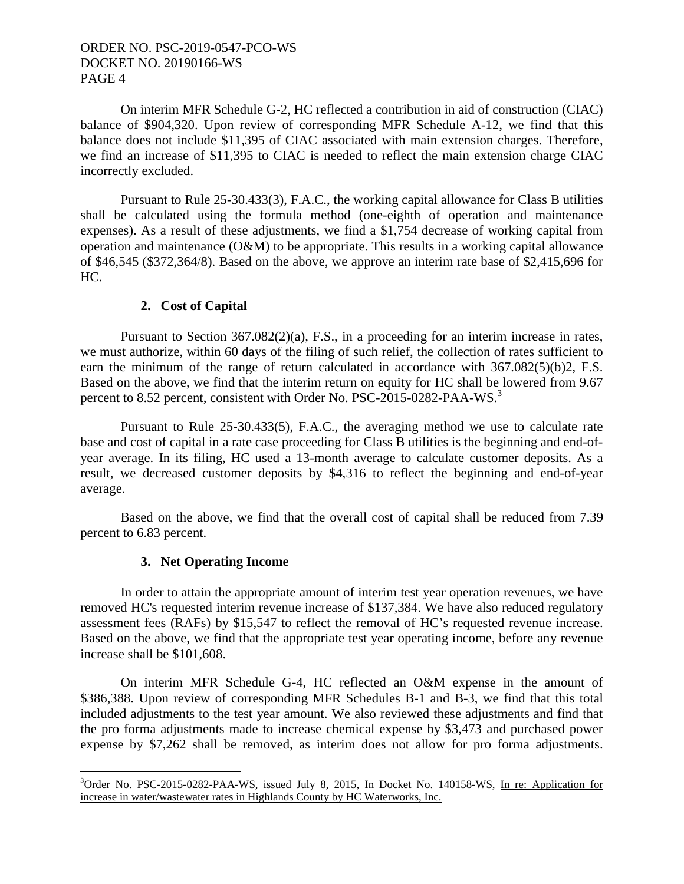On interim MFR Schedule G-2, HC reflected a contribution in aid of construction (CIAC) balance of $904,320. Upon review of corresponding MFR Schedule A-12, we find that this balance does not include $11,395 of CIAC associated with main extension charges. Therefore, we find an increase of $11,395 to CIAC is needed to reflect the main extension charge CIAC incorrectly excluded.

Pursuant to Rule 25-30.433(3), F.A.C., the working capital allowance for Class B utilities shall be calculated using the formula method (one-eighth of operation and maintenance expenses). As a result of these adjustments, we find a $1,754 decrease of working capital from operation and maintenance (O&M) to be appropriate. This results in a working capital allowance of $46,545 ($372,364/8). Based on the above, we approve an interim rate base of $2,415,696 for HC.

### 2. Cost of Capital

Pursuant to Section 367.082(2)(a), F.S., in a proceeding for an interim increase in rates, we must authorize, within 60 days of the filing of such relief, the collection of rates sufficient to earn the minimum of the range of return calculated in accordance with 367.082(5)(b)2, F.S. Based on the above, we find that the interim return on equity for HC shall be lowered from 9.67 percent to 8.52 percent, consistent with Order No. PSC-2015-0282-PAA-WS.[3]

Pursuant to Rule 25-30.433(5), F.A.C., the averaging method we use to calculate rate base and cost of capital in a rate case proceeding for Class B utilities is the beginning and end-of-year average. In its filing, HC used a 13-month average to calculate customer deposits. As a result, we decreased customer deposits by $4,316 to reflect the beginning and end-of-year average.

Based on the above, we find that the overall cost of capital shall be reduced from 7.39 percent to 6.83 percent.

### 3. Net Operating Income

In order to attain the appropriate amount of interim test year operation revenues, we have removed HC's requested interim revenue increase of $137,384. We have also reduced regulatory assessment fees (RAFs) by $15,547 to reflect the removal of HC's requested revenue increase. Based on the above, we find that the appropriate test year operating income, before any revenue increase shall be $101,608.

On interim MFR Schedule G-4, HC reflected an O&M expense in the amount of $386,388. Upon review of corresponding MFR Schedules B-1 and B-3, we find that this total included adjustments to the test year amount. We also reviewed these adjustments and find that the pro forma adjustments made to increase chemical expense by $3,473 and purchased power expense by $7,262 shall be removed, as interim does not allow for pro forma adjustments.

---

[3] Order No. PSC-2015-0282-PAA-WS, issued July 8, 2015, In Docket No. 140158-WS, In re: Application for increase in water/wastewater rates in Highlands County by HC Waterworks, Inc.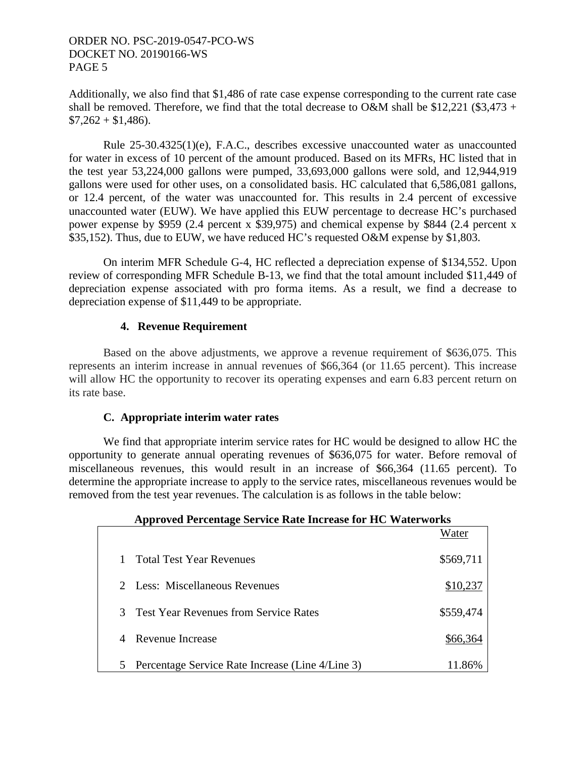Additionally, we also find that $1,486 of rate case expense corresponding to the current rate case shall be removed. Therefore, we find that the total decrease to O&M shall be $12,221 ($3,473 + $7,262 + $1,486).

Rule 25-30.4325(1)(e), F.A.C., describes excessive unaccounted water as unaccounted for water in excess of 10 percent of the amount produced. Based on its MFRs, HC listed that in the test year 53,224,000 gallons were pumped, 33,693,000 gallons were sold, and 12,944,919 gallons were used for other uses, on a consolidated basis. HC calculated that 6,586,081 gallons, or 12.4 percent, of the water was unaccounted for. This results in 2.4 percent of excessive unaccounted water (EUW). We have applied this EUW percentage to decrease HC's purchased power expense by $959 (2.4 percent x $39,975) and chemical expense by $844 (2.4 percent x $35,152). Thus, due to EUW, we have reduced HC's requested O&M expense by $1,803.

On interim MFR Schedule G-4, HC reflected a depreciation expense of $134,552. Upon review of corresponding MFR Schedule B-13, we find that the total amount included $11,449 of depreciation expense associated with pro forma items. As a result, we find a decrease to depreciation expense of $11,449 to be appropriate.

### 4. Revenue Requirement

Based on the above adjustments, we approve a revenue requirement of $636,075. This represents an interim increase in annual revenues of $66,364 (or 11.65 percent). This increase will allow HC the opportunity to recover its operating expenses and earn 6.83 percent return on its rate base.

## C. Appropriate interim water rates

We find that appropriate interim service rates for HC would be designed to allow HC the opportunity to generate annual operating revenues of $636,075 for water. Before removal of miscellaneous revenues, this would result in an increase of $66,364 (11.65 percent). To determine the appropriate increase to apply to the service rates, miscellaneous revenues would be removed from the test year revenues. The calculation is as follows in the table below:

**Approved Percentage Service Rate Increase for HC Waterworks**

| | | Water |
|---|---|---|
| 1 | Total Test Year Revenues | $569,711 |
| 2 | Less: Miscellaneous Revenues | $10,237 |
| 3 | Test Year Revenues from Service Rates | $559,474 |
| 4 | Revenue Increase | $66,364 |
| 5 | Percentage Service Rate Increase (Line 4/Line 3) | 11.86% |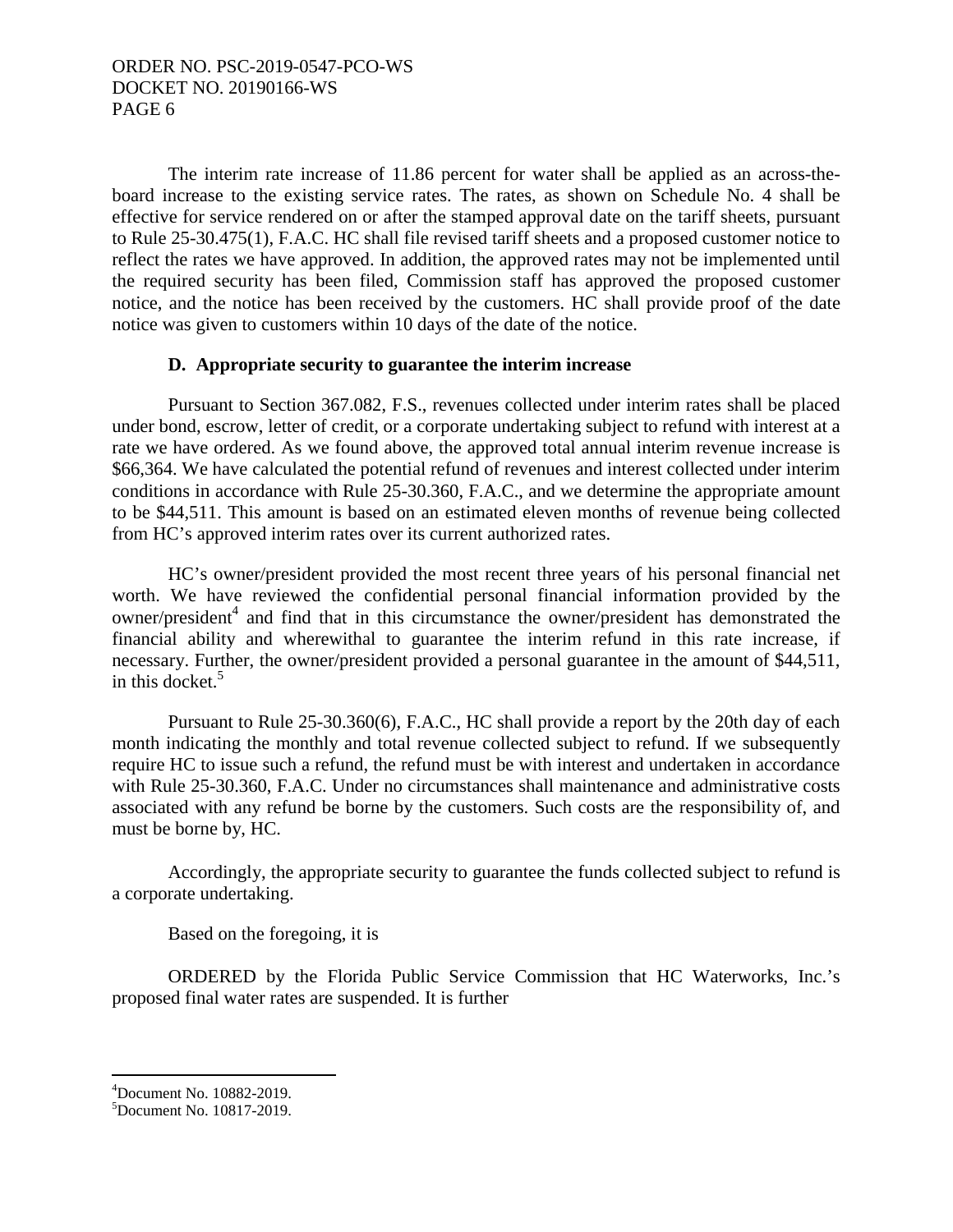The interim rate increase of 11.86 percent for water shall be applied as an across-the-board increase to the existing service rates. The rates, as shown on Schedule No. 4 shall be effective for service rendered on or after the stamped approval date on the tariff sheets, pursuant to Rule 25-30.475(1), F.A.C. HC shall file revised tariff sheets and a proposed customer notice to reflect the rates we have approved. In addition, the approved rates may not be implemented until the required security has been filed, Commission staff has approved the proposed customer notice, and the notice has been received by the customers. HC shall provide proof of the date notice was given to customers within 10 days of the date of the notice.

### D. Appropriate security to guarantee the interim increase

Pursuant to Section 367.082, F.S., revenues collected under interim rates shall be placed under bond, escrow, letter of credit, or a corporate undertaking subject to refund with interest at a rate we have ordered. As we found above, the approved total annual interim revenue increase is $66,364. We have calculated the potential refund of revenues and interest collected under interim conditions in accordance with Rule 25-30.360, F.A.C., and we determine the appropriate amount to be $44,511. This amount is based on an estimated eleven months of revenue being collected from HC's approved interim rates over its current authorized rates.

HC's owner/president provided the most recent three years of his personal financial net worth. We have reviewed the confidential personal financial information provided by the owner/president[4] and find that in this circumstance the owner/president has demonstrated the financial ability and wherewithal to guarantee the interim refund in this rate increase, if necessary. Further, the owner/president provided a personal guarantee in the amount of $44,511, in this docket.[5]

Pursuant to Rule 25-30.360(6), F.A.C., HC shall provide a report by the 20th day of each month indicating the monthly and total revenue collected subject to refund. If we subsequently require HC to issue such a refund, the refund must be with interest and undertaken in accordance with Rule 25-30.360, F.A.C. Under no circumstances shall maintenance and administrative costs associated with any refund be borne by the customers. Such costs are the responsibility of, and must be borne by, HC.

Accordingly, the appropriate security to guarantee the funds collected subject to refund is a corporate undertaking.

Based on the foregoing, it is

ORDERED by the Florida Public Service Commission that HC Waterworks, Inc.'s proposed final water rates are suspended. It is further

---

[4] Document No. 10882-2019.

[5] Document No. 10817-2019.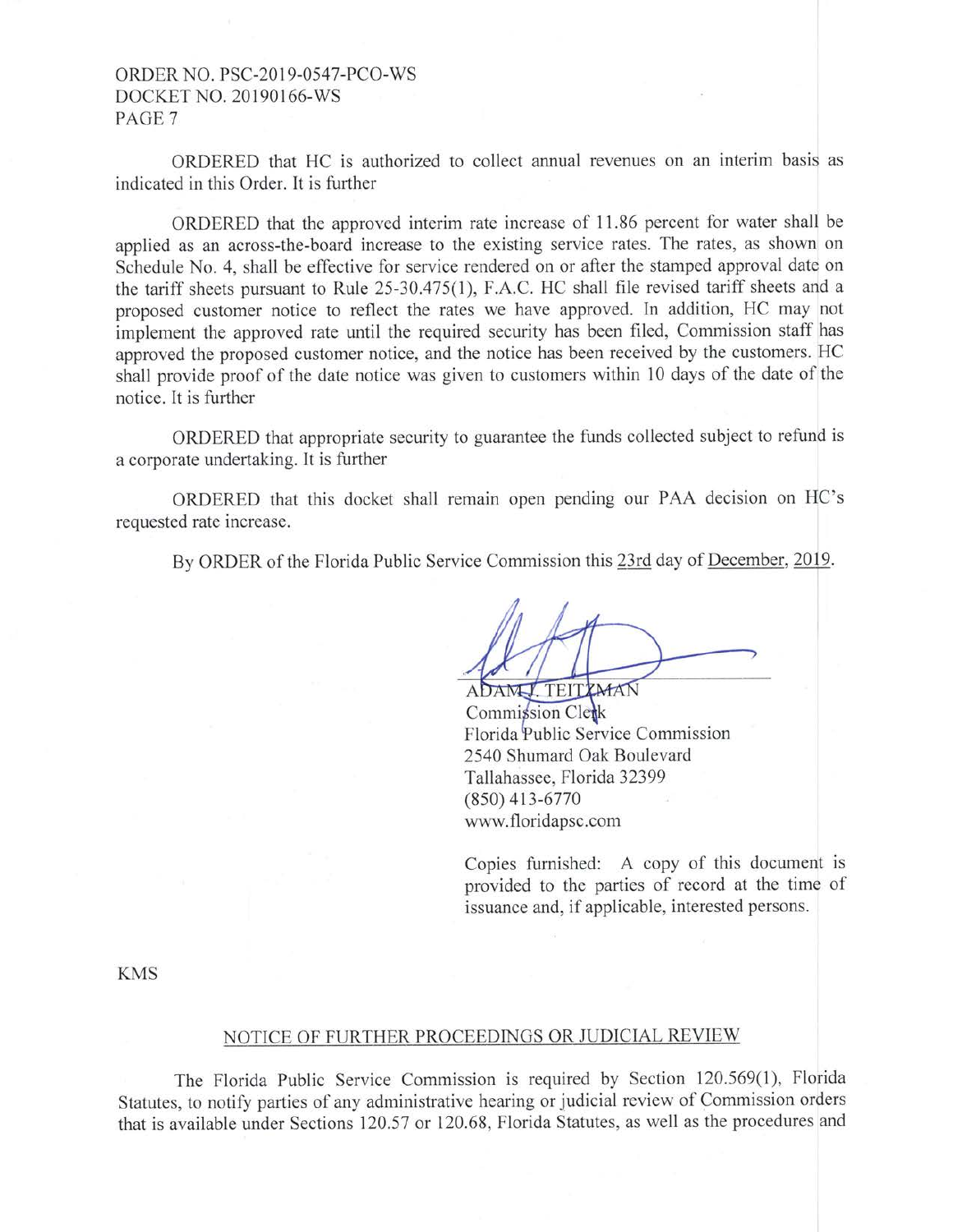ORDERED that HC is authorized to collect annual revenues on an interim basis as indicated in this Order. It is further

ORDERED that the approved interim rate increase of 11.86 percent for water shall be applied as an across-the-board increase to the existing service rates. The rates, as shown on Schedule No. 4, shall be effective for service rendered on or after the stamped approval date on the tariff sheets pursuant to Rule 25-30.475(1), F.A.C. HC shall file revised tariff sheets and a proposed customer notice to reflect the rates we have approved. In addition, HC may not implement the approved rate until the required security has been filed, Commission staff has approved the proposed customer notice, and the notice has been received by the customers. HC shall provide proof of the date notice was given to customers within 10 days of the date of the notice. It is further

ORDERED that appropriate security to guarantee the funds collected subject to refund is a corporate undertaking. It is further

ORDERED that this docket shall remain open pending our PAA decision on HC's requested rate increase.

By ORDER of the Florida Public Service Commission this 23rd day of December, 2019.

ADAM J. TEITZMAN
Commission Clerk
Florida Public Service Commission
2540 Shumard Oak Boulevard
Tallahassee, Florida 32399
(850) 413-6770
www.floridapsc.com

Copies furnished: A copy of this document is provided to the parties of record at the time of issuance and, if applicable, interested persons.

KMS

## NOTICE OF FURTHER PROCEEDINGS OR JUDICIAL REVIEW

The Florida Public Service Commission is required by Section 120.569(1), Florida Statutes, to notify parties of any administrative hearing or judicial review of Commission orders that is available under Sections 120.57 or 120.68, Florida Statutes, as well as the procedures and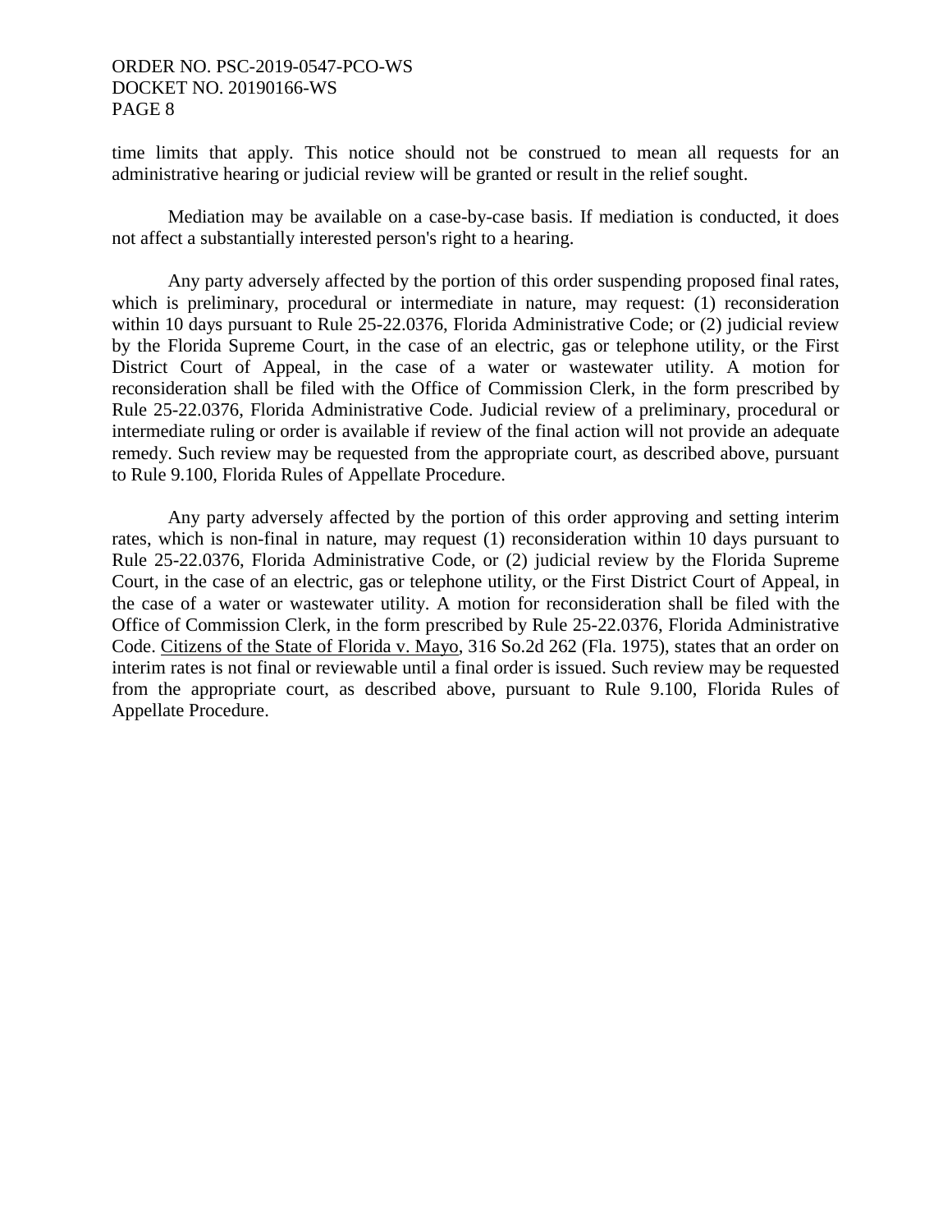time limits that apply. This notice should not be construed to mean all requests for an administrative hearing or judicial review will be granted or result in the relief sought.

Mediation may be available on a case-by-case basis. If mediation is conducted, it does not affect a substantially interested person's right to a hearing.

Any party adversely affected by the portion of this order suspending proposed final rates, which is preliminary, procedural or intermediate in nature, may request: (1) reconsideration within 10 days pursuant to Rule 25-22.0376, Florida Administrative Code; or (2) judicial review by the Florida Supreme Court, in the case of an electric, gas or telephone utility, or the First District Court of Appeal, in the case of a water or wastewater utility. A motion for reconsideration shall be filed with the Office of Commission Clerk, in the form prescribed by Rule 25-22.0376, Florida Administrative Code. Judicial review of a preliminary, procedural or intermediate ruling or order is available if review of the final action will not provide an adequate remedy. Such review may be requested from the appropriate court, as described above, pursuant to Rule 9.100, Florida Rules of Appellate Procedure.

Any party adversely affected by the portion of this order approving and setting interim rates, which is non-final in nature, may request (1) reconsideration within 10 days pursuant to Rule 25-22.0376, Florida Administrative Code, or (2) judicial review by the Florida Supreme Court, in the case of an electric, gas or telephone utility, or the First District Court of Appeal, in the case of a water or wastewater utility. A motion for reconsideration shall be filed with the Office of Commission Clerk, in the form prescribed by Rule 25-22.0376, Florida Administrative Code. Citizens of the State of Florida v. Mayo, 316 So.2d 262 (Fla. 1975), states that an order on interim rates is not final or reviewable until a final order is issued. Such review may be requested from the appropriate court, as described above, pursuant to Rule 9.100, Florida Rules of Appellate Procedure.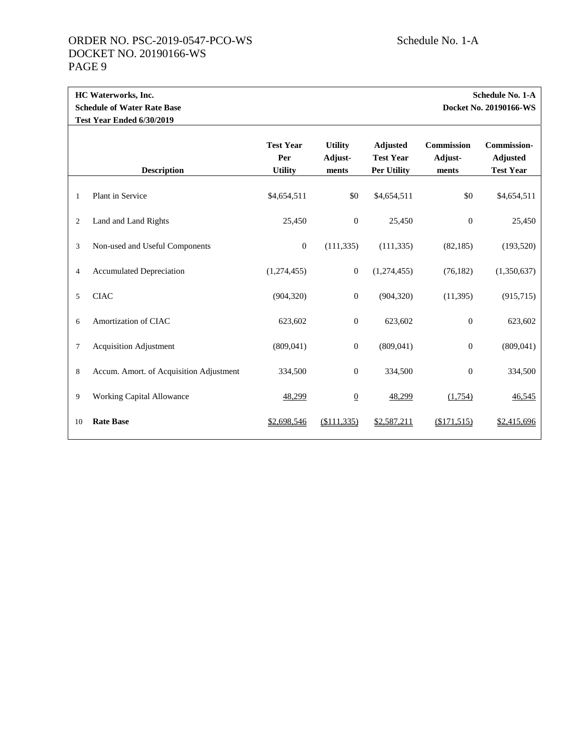**HC Waterworks, Inc.**
**Schedule of Water Rate Base**
**Test Year Ended 6/30/2019**

**Schedule No. 1-A**
**Docket No. 20190166-WS**

| | Description | Test Year Per Utility | Utility Adjust-ments | Adjusted Test Year Per Utility | Commission Adjust-ments | Commission-Adjusted Test Year |
|---|---|---|---|---|---|---|
| 1 | Plant in Service | $4,654,511 | $0 | $4,654,511 | $0 | $4,654,511 |
| 2 | Land and Land Rights | 25,450 | 0 | 25,450 | 0 | 25,450 |
| 3 | Non-used and Useful Components | 0 | (111,335) | (111,335) | (82,185) | (193,520) |
| 4 | Accumulated Depreciation | (1,274,455) | 0 | (1,274,455) | (76,182) | (1,350,637) |
| 5 | CIAC | (904,320) | 0 | (904,320) | (11,395) | (915,715) |
| 6 | Amortization of CIAC | 623,602 | 0 | 623,602 | 0 | 623,602 |
| 7 | Acquisition Adjustment | (809,041) | 0 | (809,041) | 0 | (809,041) |
| 8 | Accum. Amort. of Acquisition Adjustment | 334,500 | 0 | 334,500 | 0 | 334,500 |
| 9 | Working Capital Allowance | 48,299 | 0 | 48,299 | (1,754) | 46,545 |
| 10 | **Rate Base** | $2,698,546 | ($111,335) | $2,587,211 | ($171,515) | $2,415,696 |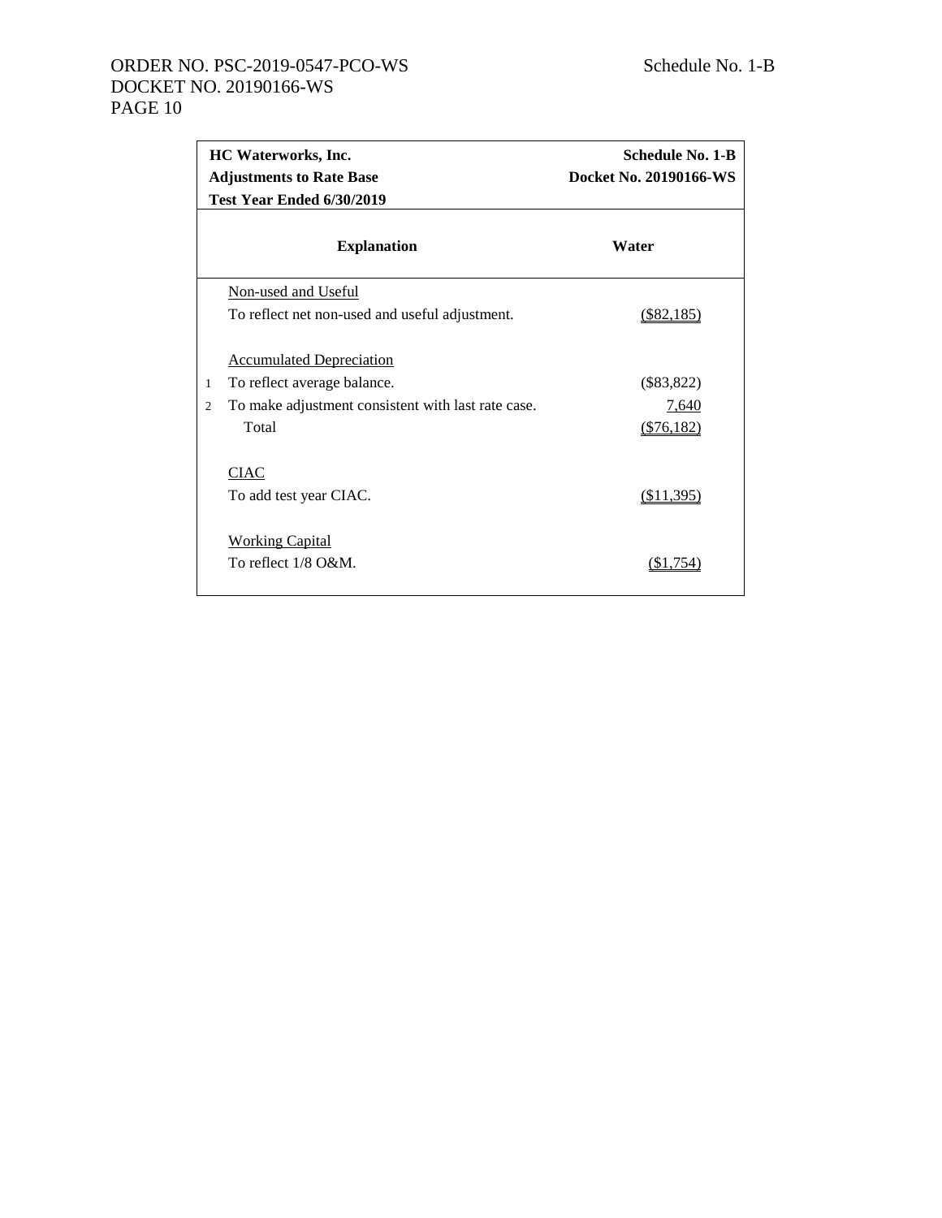| HC Waterworks, Inc.<br>Adjustments to Rate Base<br>Test Year Ended 6/30/2019 | | Schedule No. 1-B<br>Docket No. 20190166-WS |
|---|---|---|
| | **Explanation** | **Water** |
| | Non-used and Useful | |
| | To reflect net non-used and useful adjustment. | ($82,185) |
| | | |
| | Accumulated Depreciation | |
| 1 | To reflect average balance. | ($83,822) |
| 2 | To make adjustment consistent with last rate case. | 7,640 |
| | Total | ($76,182) |
| | | |
| | CIAC | |
| | To add test year CIAC. | ($11,395) |
| | | |
| | Working Capital | |
| | To reflect 1/8 O&M. | ($1,754) |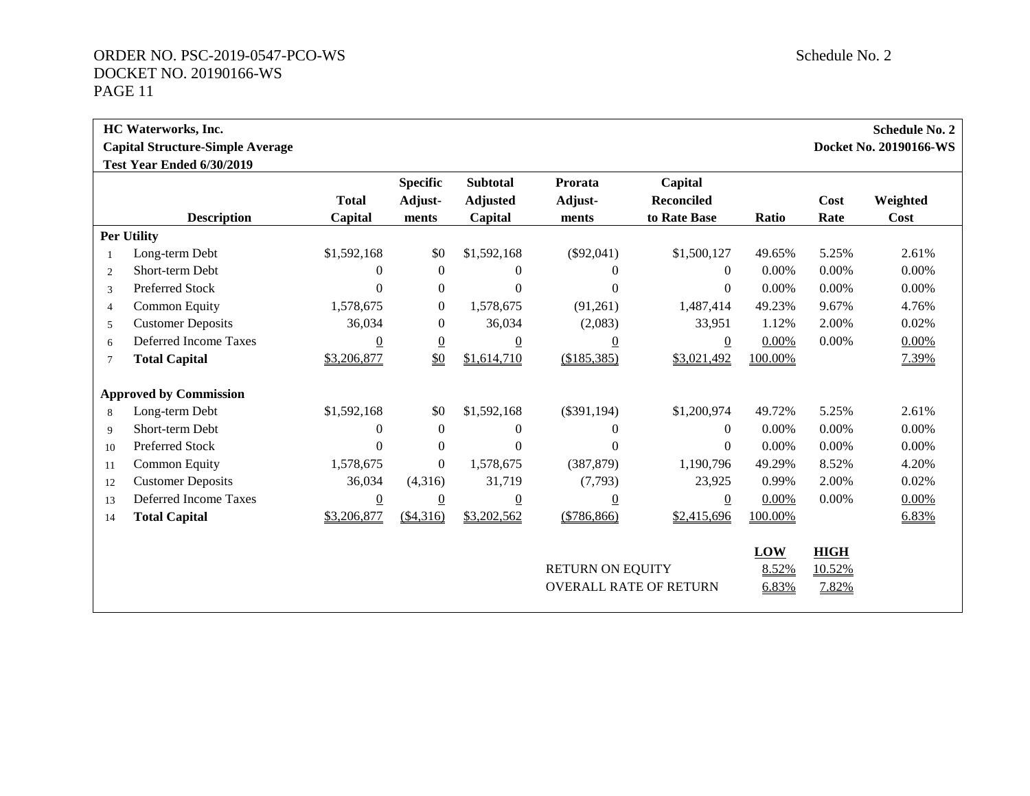ORDER NO. PSC-2019-0547-PCO-WS
DOCKET NO. 20190166-WS

Schedule No. 2

**HC Waterworks, Inc.**
**Capital Structure-Simple Average**
**Test Year Ended 6/30/2019**

**Schedule No. 2**
**Docket No. 20190166-WS**

| | Description | Total Capital | Specific Adjust-ments | Subtotal Adjusted Capital | Prorata Adjust-ments | Capital Reconciled to Rate Base | Ratio | Cost Rate | Weighted Cost |
|---|---|---|---|---|---|---|---|---|---|
| | **Per Utility** | | | | | | | | |
| 1 | Long-term Debt | $1,592,168 | $0 | $1,592,168 | ($92,041) | $1,500,127 | 49.65% | 5.25% | 2.61% |
| 2 | Short-term Debt | 0 | 0 | 0 | 0 | 0 | 0.00% | 0.00% | 0.00% |
| 3 | Preferred Stock | 0 | 0 | 0 | 0 | 0 | 0.00% | 0.00% | 0.00% |
| 4 | Common Equity | 1,578,675 | 0 | 1,578,675 | (91,261) | 1,487,414 | 49.23% | 9.67% | 4.76% |
| 5 | Customer Deposits | 36,034 | 0 | 36,034 | (2,083) | 33,951 | 1.12% | 2.00% | 0.02% |
| 6 | Deferred Income Taxes | 0 | 0 | 0 | 0 | 0 | 0.00% | 0.00% | 0.00% |
| 7 | **Total Capital** | $3,206,877 | $0 | $1,614,710 | ($185,385) | $3,021,492 | 100.00% | | 7.39% |
| | **Approved by Commission** | | | | | | | | |
| 8 | Long-term Debt | $1,592,168 | $0 | $1,592,168 | ($391,194) | $1,200,974 | 49.72% | 5.25% | 2.61% |
| 9 | Short-term Debt | 0 | 0 | 0 | 0 | 0 | 0.00% | 0.00% | 0.00% |
| 10 | Preferred Stock | 0 | 0 | 0 | 0 | 0 | 0.00% | 0.00% | 0.00% |
| 11 | Common Equity | 1,578,675 | 0 | 1,578,675 | (387,879) | 1,190,796 | 49.29% | 8.52% | 4.20% |
| 12 | Customer Deposits | 36,034 | (4,316) | 31,719 | (7,793) | 23,925 | 0.99% | 2.00% | 0.02% |
| 13 | Deferred Income Taxes | 0 | 0 | 0 | 0 | 0 | 0.00% | 0.00% | 0.00% |
| 14 | **Total Capital** | $3,206,877 | ($4,316) | $3,202,562 | ($786,866) | $2,415,696 | 100.00% | | 6.83% |

| | LOW | HIGH |
|---|---|---|
| RETURN ON EQUITY | 8.52% | 10.52% |
| OVERALL RATE OF RETURN | 6.83% | 7.82% |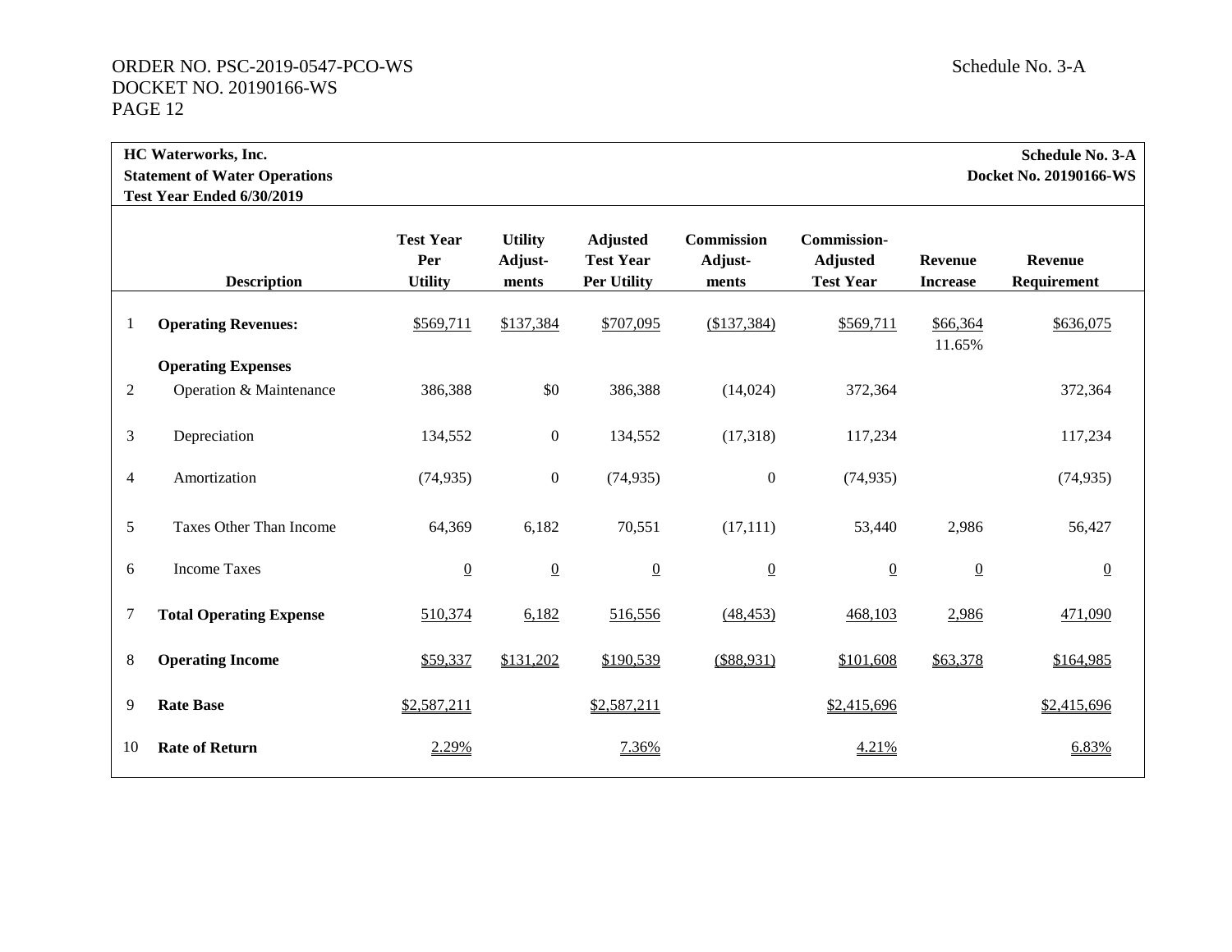**HC Waterworks, Inc.**
**Statement of Water Operations**
**Test Year Ended 6/30/2019**

**Schedule No. 3-A**
**Docket No. 20190166-WS**

| | Description | Test Year Per Utility | Utility Adjust-ments | Adjusted Test Year Per Utility | Commission Adjust-ments | Commission-Adjusted Test Year | Revenue Increase | Revenue Requirement |
|---|---|---|---|---|---|---|---|---|
| 1 | **Operating Revenues:** | $569,711 | $137,384 | $707,095 | ($137,384) | $569,711 | $66,364 11.65% | $636,075 |
| | **Operating Expenses** | | | | | | | |
| 2 | Operation & Maintenance | 386,388 | $0 | 386,388 | (14,024) | 372,364 | | 372,364 |
| 3 | Depreciation | 134,552 | 0 | 134,552 | (17,318) | 117,234 | | 117,234 |
| 4 | Amortization | (74,935) | 0 | (74,935) | 0 | (74,935) | | (74,935) |
| 5 | Taxes Other Than Income | 64,369 | 6,182 | 70,551 | (17,111) | 53,440 | 2,986 | 56,427 |
| 6 | Income Taxes | 0 | 0 | 0 | 0 | 0 | 0 | 0 |
| 7 | **Total Operating Expense** | 510,374 | 6,182 | 516,556 | (48,453) | 468,103 | 2,986 | 471,090 |
| 8 | **Operating Income** | $59,337 | $131,202 | $190,539 | ($88,931) | $101,608 | $63,378 | $164,985 |
| 9 | **Rate Base** | $2,587,211 | | $2,587,211 | | $2,415,696 | | $2,415,696 |
| 10 | **Rate of Return** | 2.29% | | 7.36% | | 4.21% | | 6.83% |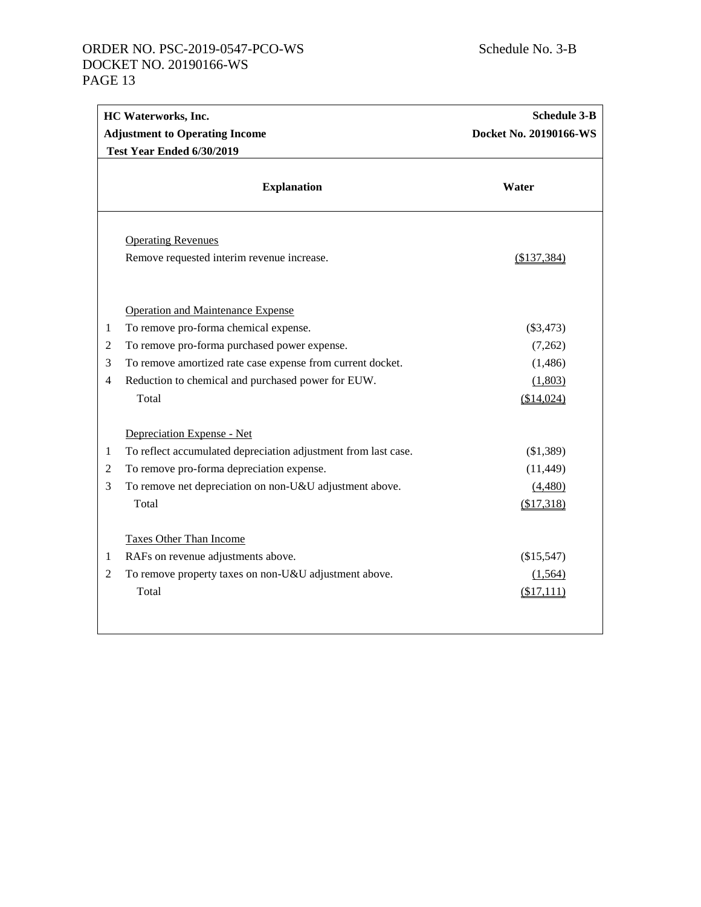| HC Waterworks, Inc. | | Schedule 3-B |
|---|---|---|
| Adjustment to Operating Income | | Docket No. 20190166-WS |
| Test Year Ended 6/30/2019 | | |
| | **Explanation** | **Water** |
| | Operating Revenues | |
| | Remove requested interim revenue increase. | ($137,384) |
| | Operation and Maintenance Expense | |
| 1 | To remove pro-forma chemical expense. | ($3,473) |
| 2 | To remove pro-forma purchased power expense. | (7,262) |
| 3 | To remove amortized rate case expense from current docket. | (1,486) |
| 4 | Reduction to chemical and purchased power for EUW. | (1,803) |
| | Total | ($14,024) |
| | Depreciation Expense - Net | |
| 1 | To reflect accumulated depreciation adjustment from last case. | ($1,389) |
| 2 | To remove pro-forma depreciation expense. | (11,449) |
| 3 | To remove net depreciation on non-U&U adjustment above. | (4,480) |
| | Total | ($17,318) |
| | Taxes Other Than Income | |
| 1 | RAFs on revenue adjustments above. | ($15,547) |
| 2 | To remove property taxes on non-U&U adjustment above. | (1,564) |
| | Total | ($17,111) |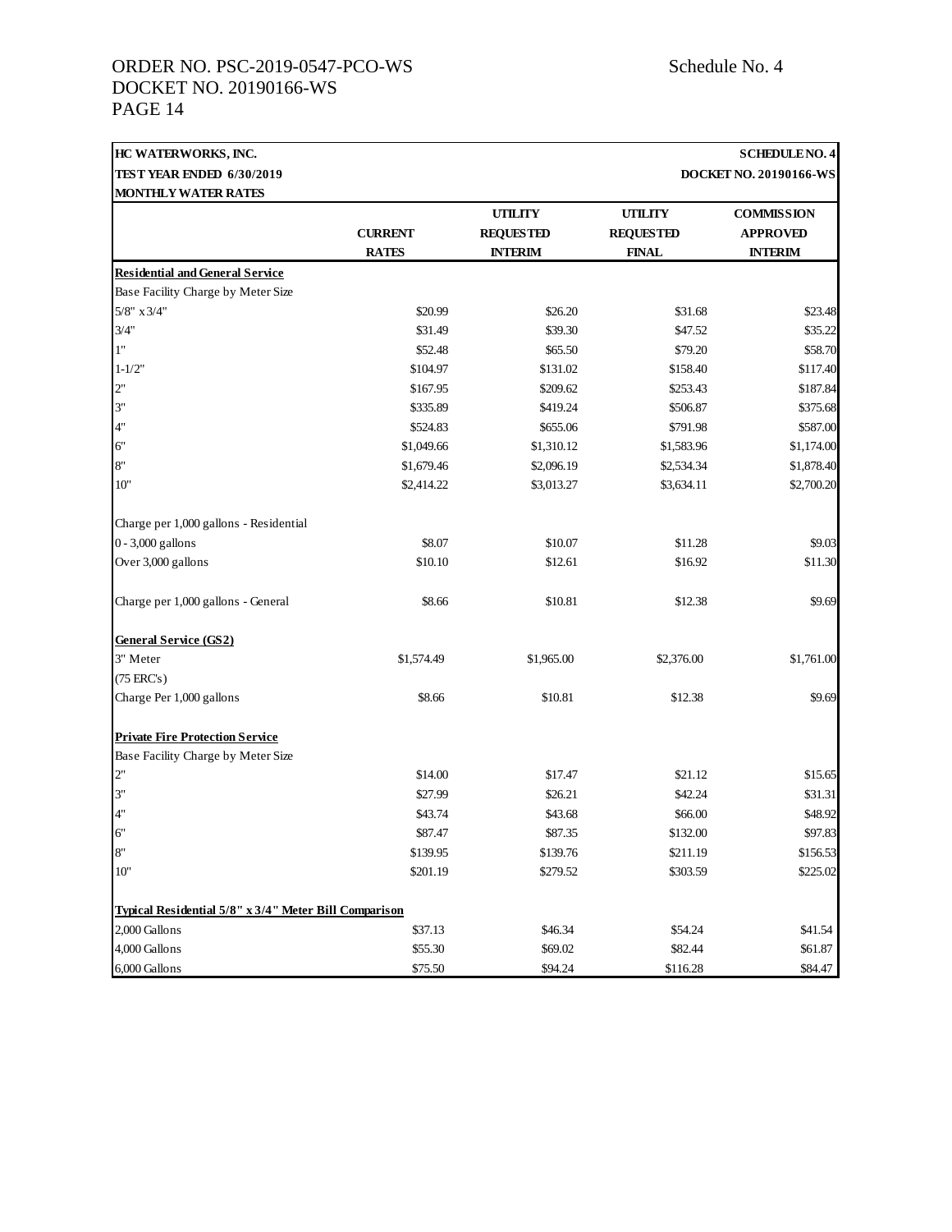ORDER NO. PSC-2019-0547-PCO-WS
DOCKET NO. 20190166-WS

Schedule No. 4

| HC WATERWORKS, INC. | | | | SCHEDULE NO. 4 |
|---|---|---|---|---|
| TEST YEAR ENDED 6/30/2019 | | | | DOCKET NO. 20190166-WS |
| MONTHLY WATER RATES | | | | |
| | CURRENT RATES | UTILITY REQUESTED INTERIM | UTILITY REQUESTED FINAL | COMMISSION APPROVED INTERIM |
| **Residential and General Service** | | | | |
| Base Facility Charge by Meter Size | | | | |
| 5/8" x 3/4" | $20.99 | $26.20 | $31.68 | $23.48 |
| 3/4" | $31.49 | $39.30 | $47.52 | $35.22 |
| 1" | $52.48 | $65.50 | $79.20 | $58.70 |
| 1-1/2" | $104.97 | $131.02 | $158.40 | $117.40 |
| 2" | $167.95 | $209.62 | $253.43 | $187.84 |
| 3" | $335.89 | $419.24 | $506.87 | $375.68 |
| 4" | $524.83 | $655.06 | $791.98 | $587.00 |
| 6" | $1,049.66 | $1,310.12 | $1,583.96 | $1,174.00 |
| 8" | $1,679.46 | $2,096.19 | $2,534.34 | $1,878.40 |
| 10" | $2,414.22 | $3,013.27 | $3,634.11 | $2,700.20 |
| | | | | |
| Charge per 1,000 gallons - Residential | | | | |
| 0 - 3,000 gallons | $8.07 | $10.07 | $11.28 | $9.03 |
| Over 3,000 gallons | $10.10 | $12.61 | $16.92 | $11.30 |
| | | | | |
| Charge per 1,000 gallons - General | $8.66 | $10.81 | $12.38 | $9.69 |
| | | | | |
| **General Service (GS2)** | | | | |
| 3" Meter | $1,574.49 | $1,965.00 | $2,376.00 | $1,761.00 |
| (75 ERC's) | | | | |
| Charge Per 1,000 gallons | $8.66 | $10.81 | $12.38 | $9.69 |
| | | | | |
| **Private Fire Protection Service** | | | | |
| Base Facility Charge by Meter Size | | | | |
| 2" | $14.00 | $17.47 | $21.12 | $15.65 |
| 3" | $27.99 | $26.21 | $42.24 | $31.31 |
| 4" | $43.74 | $43.68 | $66.00 | $48.92 |
| 6" | $87.47 | $87.35 | $132.00 | $97.83 |
| 8" | $139.95 | $139.76 | $211.19 | $156.53 |
| 10" | $201.19 | $279.52 | $303.59 | $225.02 |
| | | | | |
| **Typical Residential 5/8" x 3/4" Meter Bill Comparison** | | | | |
| 2,000 Gallons | $37.13 | $46.34 | $54.24 | $41.54 |
| 4,000 Gallons | $55.30 | $69.02 | $82.44 | $61.87 |
| 6,000 Gallons | $75.50 | $94.24 | $116.28 | $84.47 |